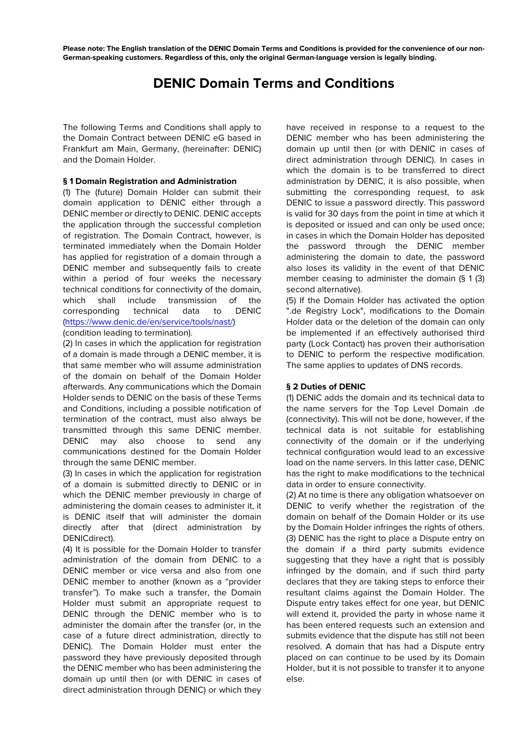**Please note: The English translation of the DENIC Domain Terms and Conditions is provided for the convenience of our non-German-speaking customers. Regardless of this, only the original German-language version is legally binding.**

# DENIC Domain Terms and Conditions

The following Terms and Conditions shall apply to the Domain Contract between DENIC eG based in Frankfurt am Main, Germany, (hereinafter: DENIC) and the Domain Holder.

**§ 1 Domain Registration and Administration**

(1) The (future) Domain Holder can submit their domain application to DENIC either through a DENIC member or directly to DENIC. DENIC accepts the application through the successful completion of registration. The Domain Contract, however, is terminated immediately when the Domain Holder has applied for registration of a domain through a DENIC member and subsequently fails to create within a period of four weeks the necessary technical conditions for connectivity of the domain, which shall include transmission of the corresponding technical data to DENIC (https://www.denic.de/en/service/tools/nast/) (condition leading to termination).

(2) In cases in which the application for registration of a domain is made through a DENIC member, it is that same member who will assume administration of the domain on behalf of the Domain Holder afterwards. Any communications which the Domain Holder sends to DENIC on the basis of these Terms and Conditions, including a possible notification of termination of the contract, must also always be transmitted through this same DENIC member. DENIC may also choose to send any communications destined for the Domain Holder through the same DENIC member.

(3) In cases in which the application for registration of a domain is submitted directly to DENIC or in which the DENIC member previously in charge of administering the domain ceases to administer it, it is DENIC itself that will administer the domain directly after that (direct administration by DENICdirect).

(4) It is possible for the Domain Holder to transfer administration of the domain from DENIC to a DENIC member or vice versa and also from one DENIC member to another (known as a "provider transfer"). To make such a transfer, the Domain Holder must submit an appropriate request to DENIC through the DENIC member who is to administer the domain after the transfer (or, in the case of a future direct administration, directly to DENIC). The Domain Holder must enter the password they have previously deposited through the DENIC member who has been administering the domain up until then (or with DENIC in cases of direct administration through DENIC) or which they have received in response to a request to the DENIC member who has been administering the domain up until then (or with DENIC in cases of direct administration through DENIC). In cases in which the domain is to be transferred to direct administration by DENIC, it is also possible, when submitting the corresponding request, to ask DENIC to issue a password directly. This password is valid for 30 days from the point in time at which it is deposited or issued and can only be used once; in cases in which the Domain Holder has deposited the password through the DENIC member administering the domain to date, the password also loses its validity in the event of that DENIC member ceasing to administer the domain (§ 1 (3) second alternative).

(5) If the Domain Holder has activated the option ".de Registry Lock", modifications to the Domain Holder data or the deletion of the domain can only be implemented if an effectively authorised third party (Lock Contact) has proven their authorisation to DENIC to perform the respective modification. The same applies to updates of DNS records.

**§ 2 Duties of DENIC**

(1) DENIC adds the domain and its technical data to the name servers for the Top Level Domain .de (connectivity). This will not be done, however, if the technical data is not suitable for establishing connectivity of the domain or if the underlying technical configuration would lead to an excessive load on the name servers. In this latter case, DENIC has the right to make modifications to the technical data in order to ensure connectivity.

(2) At no time is there any obligation whatsoever on DENIC to verify whether the registration of the domain on behalf of the Domain Holder or its use by the Domain Holder infringes the rights of others.

(3) DENIC has the right to place a Dispute entry on the domain if a third party submits evidence suggesting that they have a right that is possibly infringed by the domain, and if such third party declares that they are taking steps to enforce their resultant claims against the Domain Holder. The Dispute entry takes effect for one year, but DENIC will extend it, provided the party in whose name it has been entered requests such an extension and submits evidence that the dispute has still not been resolved. A domain that has had a Dispute entry placed on can continue to be used by its Domain Holder, but it is not possible to transfer it to anyone else.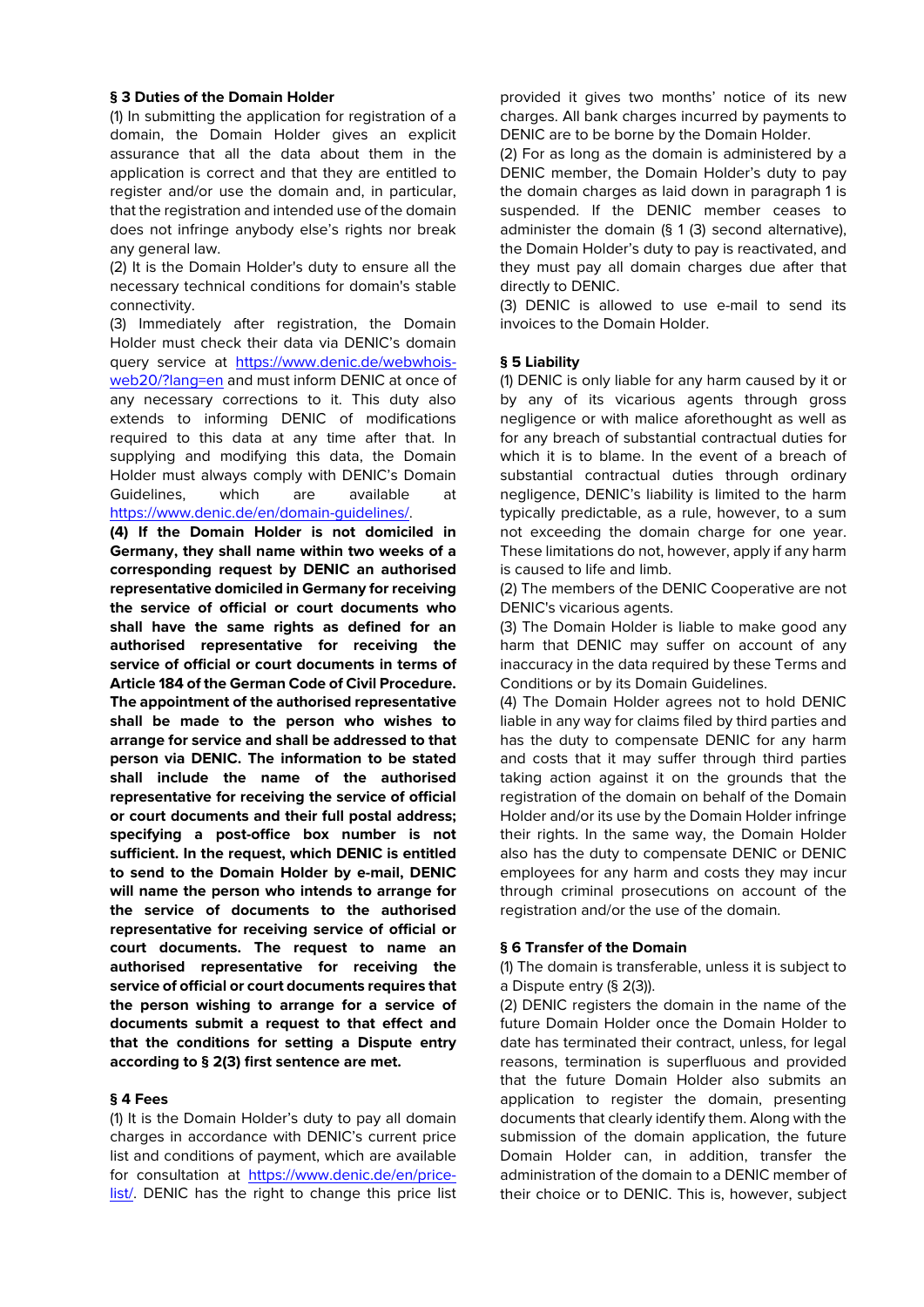## § 3 Duties of the Domain Holder

(1) In submitting the application for registration of a domain, the Domain Holder gives an explicit assurance that all the data about them in the application is correct and that they are entitled to register and/or use the domain and, in particular, that the registration and intended use of the domain does not infringe anybody else's rights nor break any general law.

(2) It is the Domain Holder's duty to ensure all the necessary technical conditions for domain's stable connectivity.

(3) Immediately after registration, the Domain Holder must check their data via DENIC's domain query service at https://www.denic.de/webwhois-web20/?lang=en and must inform DENIC at once of any necessary corrections to it. This duty also extends to informing DENIC of modifications required to this data at any time after that. In supplying and modifying this data, the Domain Holder must always comply with DENIC's Domain Guidelines, which are available at https://www.denic.de/en/domain-guidelines/.

**(4) If the Domain Holder is not domiciled in Germany, they shall name within two weeks of a corresponding request by DENIC an authorised representative domiciled in Germany for receiving the service of official or court documents who shall have the same rights as defined for an authorised representative for receiving the service of official or court documents in terms of Article 184 of the German Code of Civil Procedure. The appointment of the authorised representative shall be made to the person who wishes to arrange for service and shall be addressed to that person via DENIC. The information to be stated shall include the name of the authorised representative for receiving the service of official or court documents and their full postal address; specifying a post-office box number is not sufficient. In the request, which DENIC is entitled to send to the Domain Holder by e-mail, DENIC will name the person who intends to arrange for the service of documents to the authorised representative for receiving service of official or court documents. The request to name an authorised representative for receiving the service of official or court documents requires that the person wishing to arrange for a service of documents submit a request to that effect and that the conditions for setting a Dispute entry according to § 2(3) first sentence are met.**

## § 4 Fees

(1) It is the Domain Holder's duty to pay all domain charges in accordance with DENIC's current price list and conditions of payment, which are available for consultation at https://www.denic.de/en/price-list/. DENIC has the right to change this price list provided it gives two months' notice of its new charges. All bank charges incurred by payments to DENIC are to be borne by the Domain Holder.

(2) For as long as the domain is administered by a DENIC member, the Domain Holder's duty to pay the domain charges as laid down in paragraph 1 is suspended. If the DENIC member ceases to administer the domain (§ 1 (3) second alternative), the Domain Holder's duty to pay is reactivated, and they must pay all domain charges due after that directly to DENIC.

(3) DENIC is allowed to use e-mail to send its invoices to the Domain Holder.

## § 5 Liability

(1) DENIC is only liable for any harm caused by it or by any of its vicarious agents through gross negligence or with malice aforethought as well as for any breach of substantial contractual duties for which it is to blame. In the event of a breach of substantial contractual duties through ordinary negligence, DENIC's liability is limited to the harm typically predictable, as a rule, however, to a sum not exceeding the domain charge for one year. These limitations do not, however, apply if any harm is caused to life and limb.

(2) The members of the DENIC Cooperative are not DENIC's vicarious agents.

(3) The Domain Holder is liable to make good any harm that DENIC may suffer on account of any inaccuracy in the data required by these Terms and Conditions or by its Domain Guidelines.

(4) The Domain Holder agrees not to hold DENIC liable in any way for claims filed by third parties and has the duty to compensate DENIC for any harm and costs that it may suffer through third parties taking action against it on the grounds that the registration of the domain on behalf of the Domain Holder and/or its use by the Domain Holder infringe their rights. In the same way, the Domain Holder also has the duty to compensate DENIC or DENIC employees for any harm and costs they may incur through criminal prosecutions on account of the registration and/or the use of the domain.

## § 6 Transfer of the Domain

(1) The domain is transferable, unless it is subject to a Dispute entry (§ 2(3)).

(2) DENIC registers the domain in the name of the future Domain Holder once the Domain Holder to date has terminated their contract, unless, for legal reasons, termination is superfluous and provided that the future Domain Holder also submits an application to register the domain, presenting documents that clearly identify them. Along with the submission of the domain application, the future Domain Holder can, in addition, transfer the administration of the domain to a DENIC member of their choice or to DENIC. This is, however, subject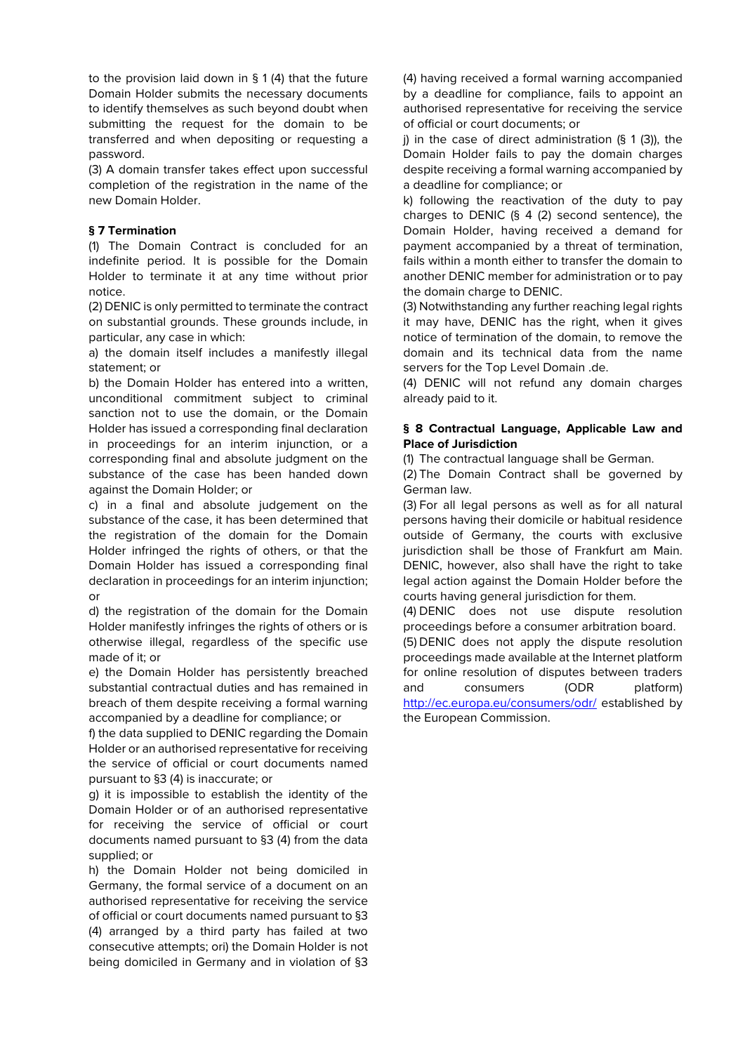to the provision laid down in § 1 (4) that the future Domain Holder submits the necessary documents to identify themselves as such beyond doubt when submitting the request for the domain to be transferred and when depositing or requesting a password.

(3) A domain transfer takes effect upon successful completion of the registration in the name of the new Domain Holder.

### § 7 Termination

(1) The Domain Contract is concluded for an indefinite period. It is possible for the Domain Holder to terminate it at any time without prior notice.

(2) DENIC is only permitted to terminate the contract on substantial grounds. These grounds include, in particular, any case in which:

a) the domain itself includes a manifestly illegal statement; or

b) the Domain Holder has entered into a written, unconditional commitment subject to criminal sanction not to use the domain, or the Domain Holder has issued a corresponding final declaration in proceedings for an interim injunction, or a corresponding final and absolute judgment on the substance of the case has been handed down against the Domain Holder; or

c) in a final and absolute judgement on the substance of the case, it has been determined that the registration of the domain for the Domain Holder infringed the rights of others, or that the Domain Holder has issued a corresponding final declaration in proceedings for an interim injunction; or

d) the registration of the domain for the Domain Holder manifestly infringes the rights of others or is otherwise illegal, regardless of the specific use made of it; or

e) the Domain Holder has persistently breached substantial contractual duties and has remained in breach of them despite receiving a formal warning accompanied by a deadline for compliance; or

f) the data supplied to DENIC regarding the Domain Holder or an authorised representative for receiving the service of official or court documents named pursuant to §3 (4) is inaccurate; or

g) it is impossible to establish the identity of the Domain Holder or of an authorised representative for receiving the service of official or court documents named pursuant to §3 (4) from the data supplied; or

h) the Domain Holder not being domiciled in Germany, the formal service of a document on an authorised representative for receiving the service of official or court documents named pursuant to §3 (4) arranged by a third party has failed at two consecutive attempts; ori) the Domain Holder is not being domiciled in Germany and in violation of §3 (4) having received a formal warning accompanied by a deadline for compliance, fails to appoint an authorised representative for receiving the service of official or court documents; or

j) in the case of direct administration (§ 1 (3)), the Domain Holder fails to pay the domain charges despite receiving a formal warning accompanied by a deadline for compliance; or

k) following the reactivation of the duty to pay charges to DENIC (§ 4 (2) second sentence), the Domain Holder, having received a demand for payment accompanied by a threat of termination, fails within a month either to transfer the domain to another DENIC member for administration or to pay the domain charge to DENIC.

(3) Notwithstanding any further reaching legal rights it may have, DENIC has the right, when it gives notice of termination of the domain, to remove the domain and its technical data from the name servers for the Top Level Domain .de.

(4) DENIC will not refund any domain charges already paid to it.

### § 8 Contractual Language, Applicable Law and Place of Jurisdiction

(1) The contractual language shall be German.

(2) The Domain Contract shall be governed by German law.

(3) For all legal persons as well as for all natural persons having their domicile or habitual residence outside of Germany, the courts with exclusive jurisdiction shall be those of Frankfurt am Main. DENIC, however, also shall have the right to take legal action against the Domain Holder before the courts having general jurisdiction for them.

(4) DENIC does not use dispute resolution proceedings before a consumer arbitration board.

(5) DENIC does not apply the dispute resolution proceedings made available at the Internet platform for online resolution of disputes between traders and consumers (ODR platform) http://ec.europa.eu/consumers/odr/ established by the European Commission.